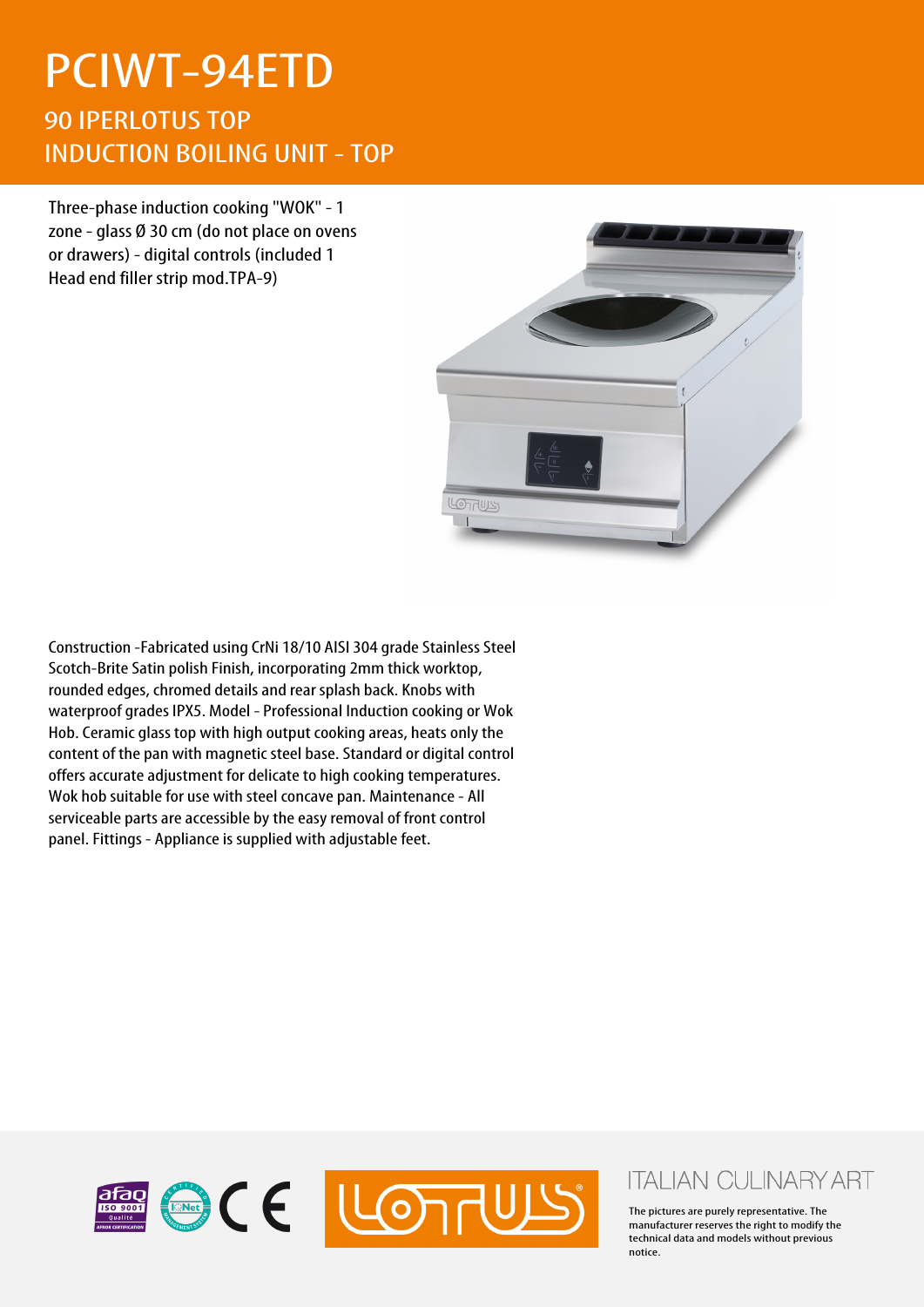# PCIWT-94ETD

## 90 IPERLOTUS TOP
## INDUCTION BOILING UNIT - TOP

Three-phase induction cooking "WOK" - 1 zone - glass Ø 30 cm (do not place on ovens or drawers) - digital controls (included 1 Head end filler strip mod.TPA-9)

Construction -Fabricated using CrNi 18/10 AISI 304 grade Stainless Steel Scotch-Brite Satin polish Finish, incorporating 2mm thick worktop, rounded edges, chromed details and rear splash back. Knobs with waterproof grades IPX5. Model - Professional Induction cooking or Wok Hob. Ceramic glass top with high output cooking areas, heats only the content of the pan with magnetic steel base. Standard or digital control offers accurate adjustment for delicate to high cooking temperatures. Wok hob suitable for use with steel concave pan. Maintenance - All serviceable parts are accessible by the easy removal of front control panel. Fittings - Appliance is supplied with adjustable feet.

ITALIAN CULINARY ART

The pictures are purely representative. The manufacturer reserves the right to modify the technical data and models without previous notice.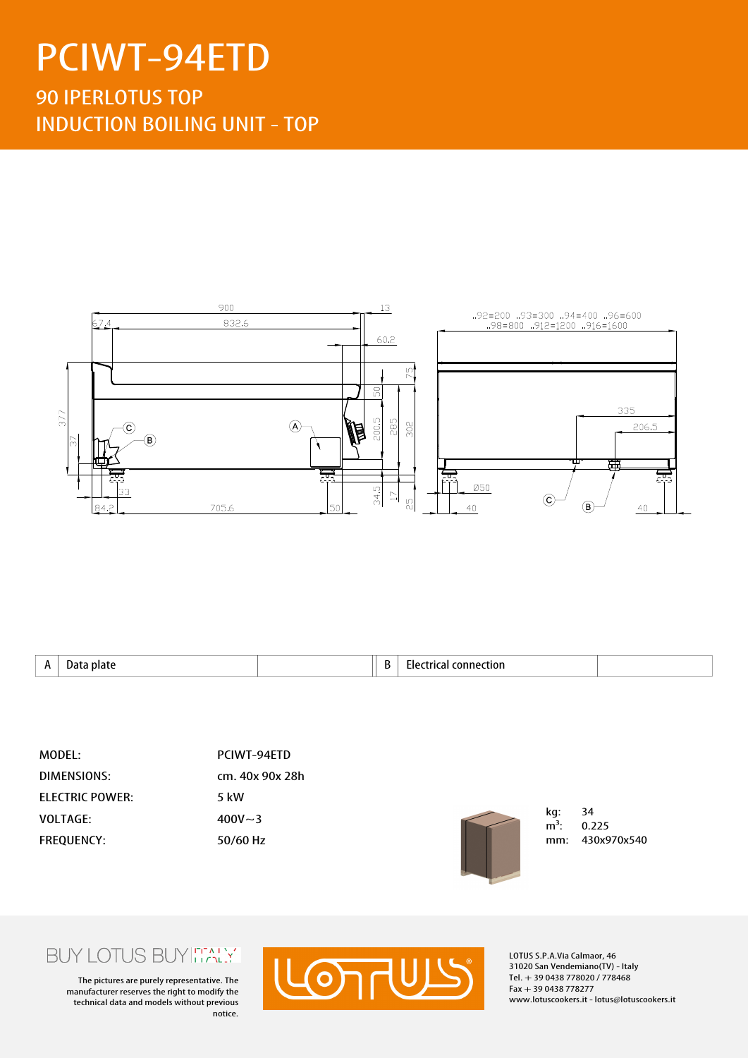# PCIWT-94ETD

## 90 IPERLOTUS TOP
## INDUCTION BOILING UNIT - TOP

900
13
67.4
832.6
60.2
..92=200 ..93=300 ..94=400 ..96=600
..98=800 ..912=1200 ..916=1600
75
50
377
37
200.5
285
302
335
206.5
33
34.5
17
25
Ø50
84.2
705.6
50
40
40
A
B
C

| A | Data plate | | B | Electrical connection | |
|---|---|---|---|---|---|

| | |
|---|---|
| MODEL: | PCIWT-94ETD |
| DIMENSIONS: | cm. 40x 90x 28h |
| ELECTRIC POWER: | 5 kW |
| VOLTAGE: | 400V~3 |
| FREQUENCY: | 50/60 Hz |

| | |
|---|---|
| kg: | 34 |
| $m^3$: | 0.225 |
| mm: | 430x970x540 |

BUY LOTUS BUY ITALY

The pictures are purely representative. The manufacturer reserves the right to modify the technical data and models without previous notice.

LOTUS S.P.A.Via Calmaor, 46
31020 San Vendemiano(TV) - Italy
Tel. + 39 0438 778020 / 778468
Fax + 39 0438 778277
www.lotuscookers.it - lotus@lotuscookers.it